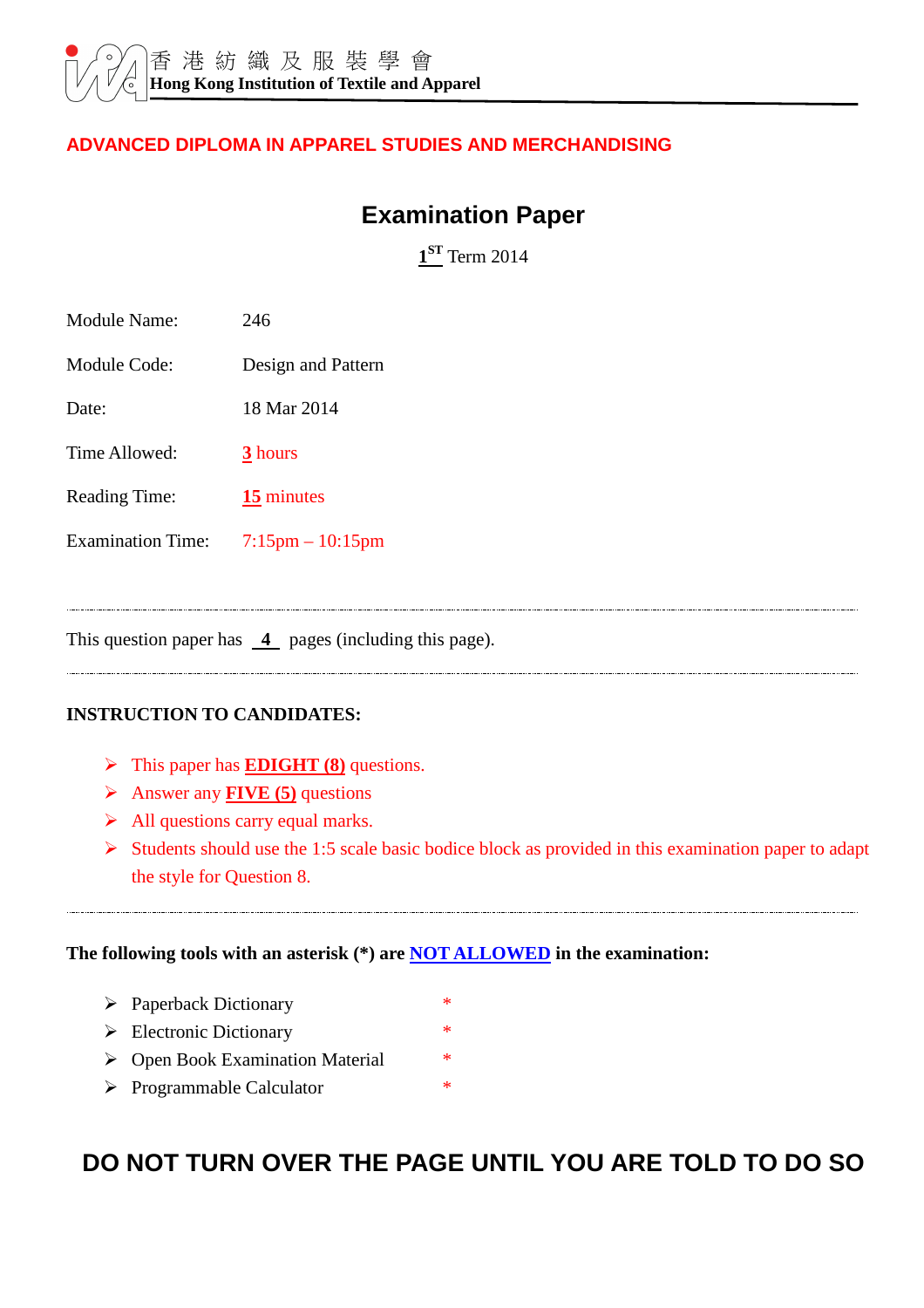香 港 紡 織 及 服 裝 學 會
**Hong Kong Institution of Textile and Apparel**

**ADVANCED DIPLOMA IN APPAREL STUDIES AND MERCHANDISING**

# Examination Paper

**1ST** Term 2014

Module Name: 246

Module Code: Design and Pattern

Date: 18 Mar 2014

Time Allowed: **3** hours

Reading Time: **15** minutes

Examination Time: 7:15pm – 10:15pm

---

This question paper has **4** pages (including this page).

---

**INSTRUCTION TO CANDIDATES:**

- This paper has **EDIGHT (8)** questions.
- Answer any **FIVE (5)** questions
- All questions carry equal marks.
- Students should use the 1:5 scale basic bodice block as provided in this examination paper to adapt the style for Question 8.

---

**The following tools with an asterisk (*) are NOT ALLOWED in the examination:**

- Paperback Dictionary *
- Electronic Dictionary *
- Open Book Examination Material *
- Programmable Calculator *

**DO NOT TURN OVER THE PAGE UNTIL YOU ARE TOLD TO DO SO**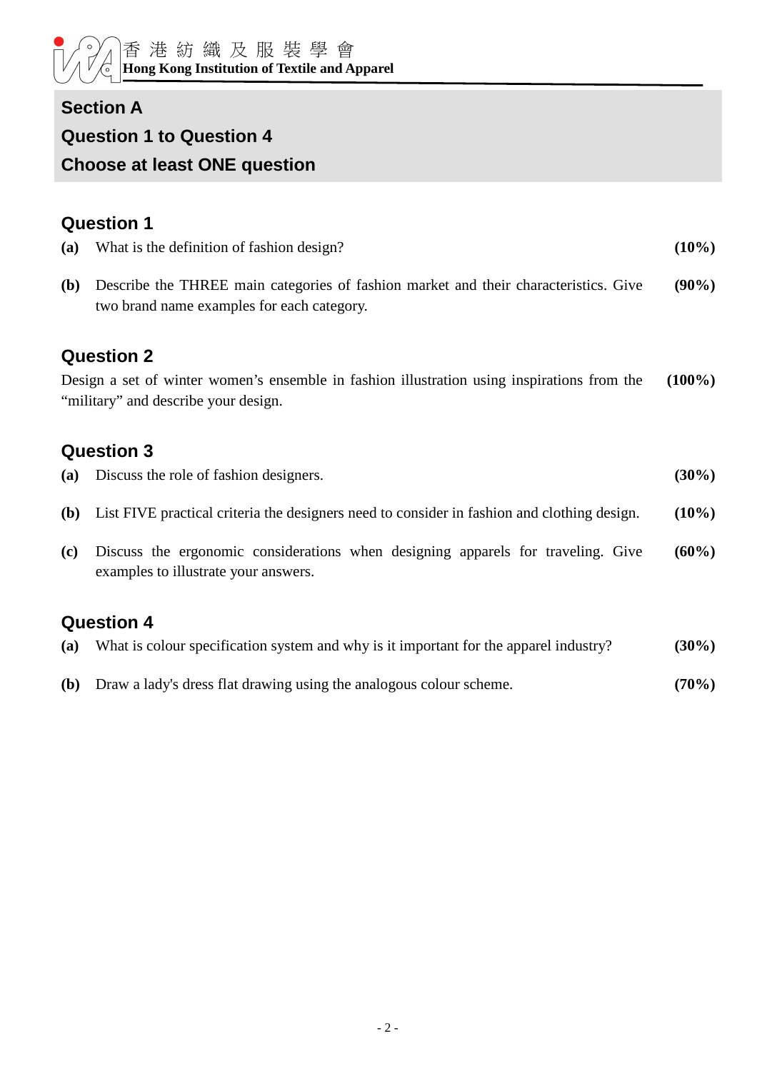## Section A
## Question 1 to Question 4
## Choose at least ONE question

### Question 1

**(a)** What is the definition of fashion design? **(10%)**

**(b)** Describe the THREE main categories of fashion market and their characteristics. Give two brand name examples for each category. **(90%)**

### Question 2

Design a set of winter women's ensemble in fashion illustration using inspirations from the "military" and describe your design. **(100%)**

### Question 3

**(a)** Discuss the role of fashion designers. **(30%)**

**(b)** List FIVE practical criteria the designers need to consider in fashion and clothing design. **(10%)**

**(c)** Discuss the ergonomic considerations when designing apparels for traveling. Give examples to illustrate your answers. **(60%)**

### Question 4

**(a)** What is colour specification system and why is it important for the apparel industry? **(30%)**

**(b)** Draw a lady's dress flat drawing using the analogous colour scheme. **(70%)**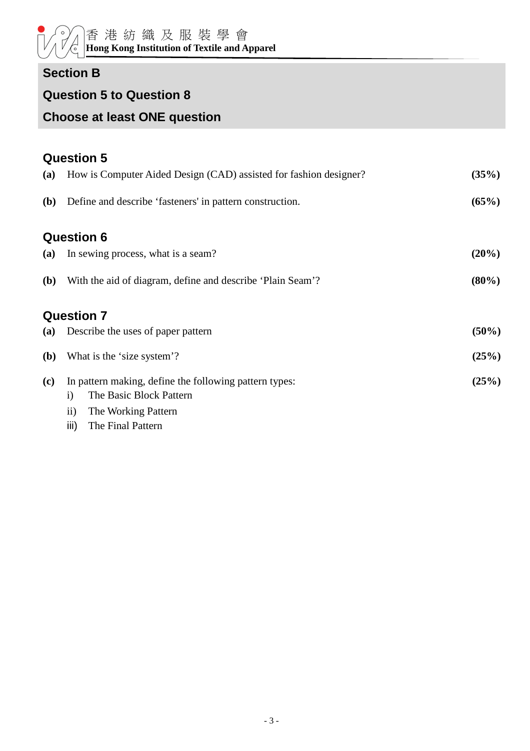## Section B

## Question 5 to Question 8

## Choose at least ONE question

### Question 5

**(a)** How is Computer Aided Design (CAD) assisted for fashion designer? **(35%)**

**(b)** Define and describe 'fasteners' in pattern construction. **(65%)**

### Question 6

**(a)** In sewing process, what is a seam? **(20%)**

**(b)** With the aid of diagram, define and describe 'Plain Seam'? **(80%)**

### Question 7

**(a)** Describe the uses of paper pattern **(50%)**

**(b)** What is the 'size system'? **(25%)**

**(c)** In pattern making, define the following pattern types: **(25%)**

i) The Basic Block Pattern

ii) The Working Pattern

iii) The Final Pattern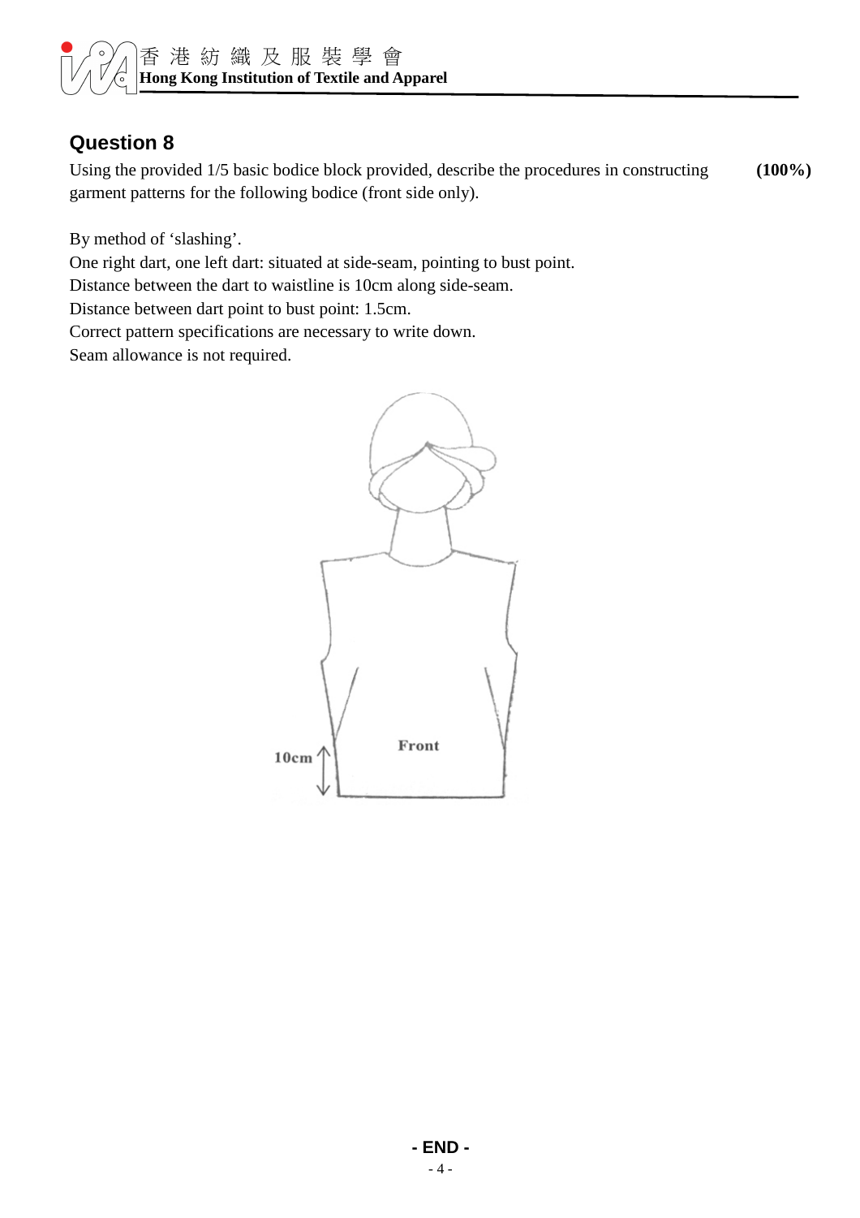## Question 8

Using the provided 1/5 basic bodice block provided, describe the procedures in constructing garment patterns for the following bodice (front side only). **(100%)**

By method of 'slashing'.
One right dart, one left dart: situated at side-seam, pointing to bust point.
Distance between the dart to waistline is 10cm along side-seam.
Distance between dart point to bust point: 1.5cm.
Correct pattern specifications are necessary to write down.
Seam allowance is not required.

10cm

Front

- END -